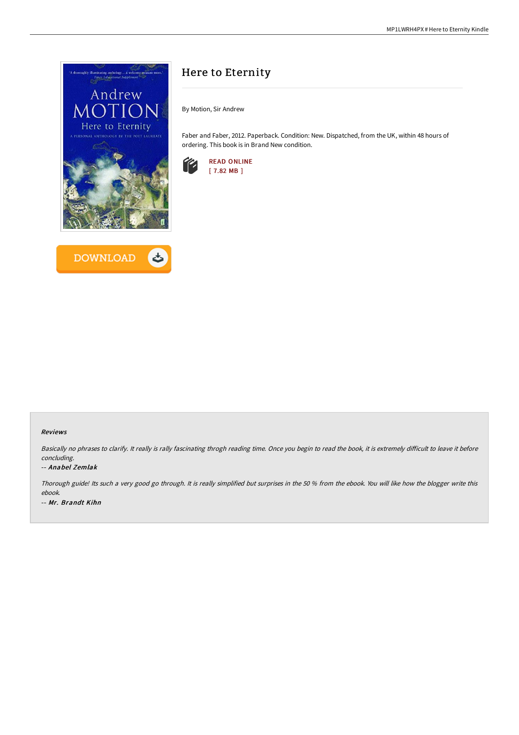# Here to Eternity

By Motion, Sir Andrew

Faber and Faber, 2012. Paperback. Condition: New. Dispatched, from the UK, within 48 hours of ordering. This book is in Brand New condition.

READ ONLINE
[ 7.82 MB ]

DOWNLOAD

### Reviews

*Basically no phrases to clarify. It really is rally fascinating throgh reading time. Once you begin to read the book, it is extremely difficult to leave it before concluding.*

*-- Anabel Zemlak*

*Thorough guide! Its such a very good go through. It is really simplified but surprises in the 50 % from the ebook. You will like how the blogger write this ebook.*

*-- Mr. Brandt Kihn*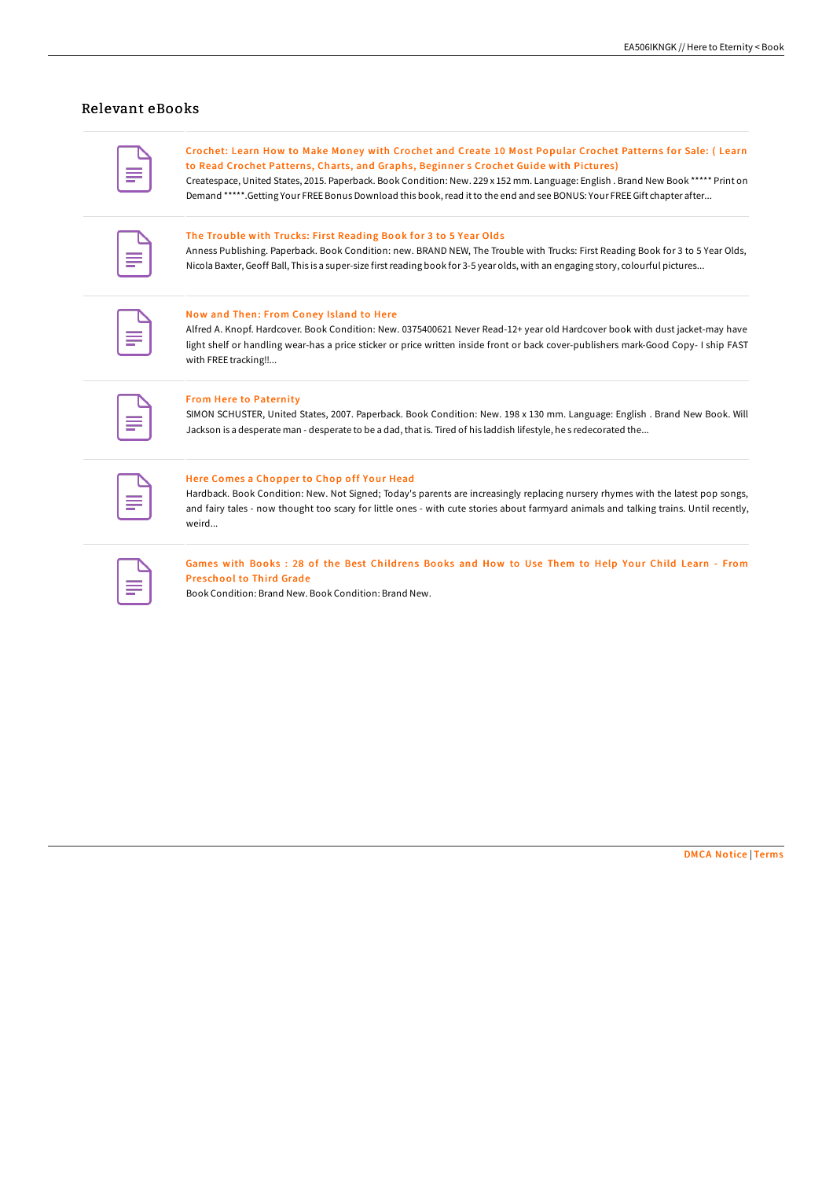## Relevant eBooks

**Crochet: Learn How to Make Money with Crochet and Create 10 Most Popular Crochet Patterns for Sale: ( Learn to Read Crochet Patterns, Charts, and Graphs, Beginner s Crochet Guide with Pictures)**

Createspace, United States, 2015. Paperback. Book Condition: New. 229 x 152 mm. Language: English . Brand New Book ***** Print on Demand *****.Getting Your FREE Bonus Download this book, read it to the end and see BONUS: Your FREE Gift chapter after...

**The Trouble with Trucks: First Reading Book for 3 to 5 Year Olds**

Anness Publishing. Paperback. Book Condition: new. BRAND NEW, The Trouble with Trucks: First Reading Book for 3 to 5 Year Olds, Nicola Baxter, Geoff Ball, This is a super-size first reading book for 3-5 year olds, with an engaging story, colourful pictures...

**Now and Then: From Coney Island to Here**

Alfred A. Knopf. Hardcover. Book Condition: New. 0375400621 Never Read-12+ year old Hardcover book with dust jacket-may have light shelf or handling wear-has a price sticker or price written inside front or back cover-publishers mark-Good Copy- I ship FAST with FREE tracking!!...

**From Here to Paternity**

SIMON SCHUSTER, United States, 2007. Paperback. Book Condition: New. 198 x 130 mm. Language: English . Brand New Book. Will Jackson is a desperate man - desperate to be a dad, that is. Tired of his laddish lifestyle, he s redecorated the...

**Here Comes a Chopper to Chop off Your Head**

Hardback. Book Condition: New. Not Signed; Today's parents are increasingly replacing nursery rhymes with the latest pop songs, and fairy tales - now thought too scary for little ones - with cute stories about farmyard animals and talking trains. Until recently, weird...

**Games with Books : 28 of the Best Childrens Books and How to Use Them to Help Your Child Learn - From Preschool to Third Grade**

Book Condition: Brand New. Book Condition: Brand New.